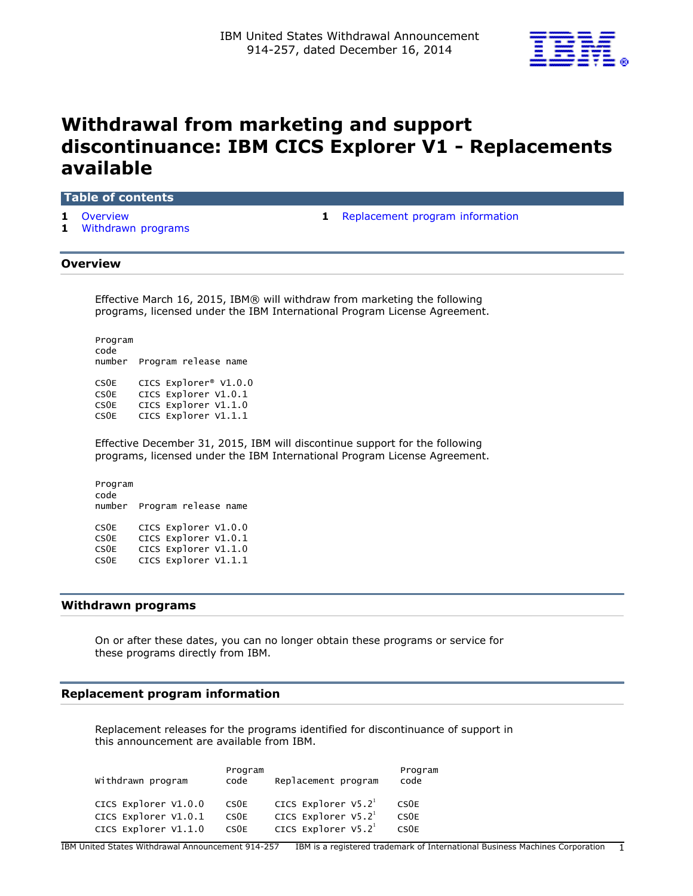IBM United States Withdrawal Announcement 914-257, dated December 16, 2014

# Withdrawal from marketing and support discontinuance: IBM CICS Explorer V1 - Replacements available

## Table of contents

- 1 Overview
- 1 Withdrawn programs
- 1 Replacement program information

## Overview

Effective March 16, 2015, IBM® will withdraw from marketing the following programs, licensed under the IBM International Program License Agreement.

| Program code number | Program release name |
|---|---|
| CS0E | CICS Explorer® V1.0.0 |
| CS0E | CICS Explorer V1.0.1 |
| CS0E | CICS Explorer V1.1.0 |
| CS0E | CICS Explorer V1.1.1 |

Effective December 31, 2015, IBM will discontinue support for the following programs, licensed under the IBM International Program License Agreement.

| Program code number | Program release name |
|---|---|
| CS0E | CICS Explorer V1.0.0 |
| CS0E | CICS Explorer V1.0.1 |
| CS0E | CICS Explorer V1.1.0 |
| CS0E | CICS Explorer V1.1.1 |

## Withdrawn programs

On or after these dates, you can no longer obtain these programs or service for these programs directly from IBM.

## Replacement program information

Replacement releases for the programs identified for discontinuance of support in this announcement are available from IBM.

| Withdrawn program | Program code | Replacement program | Program code |
|---|---|---|---|
| CICS Explorer V1.0.0 | CS0E | CICS Explorer V5.2[1] | CS0E |
| CICS Explorer V1.0.1 | CS0E | CICS Explorer V5.2[1] | CS0E |
| CICS Explorer V1.1.0 | CS0E | CICS Explorer V5.2[1] | CS0E |

IBM is a registered trademark of International Business Machines Corporation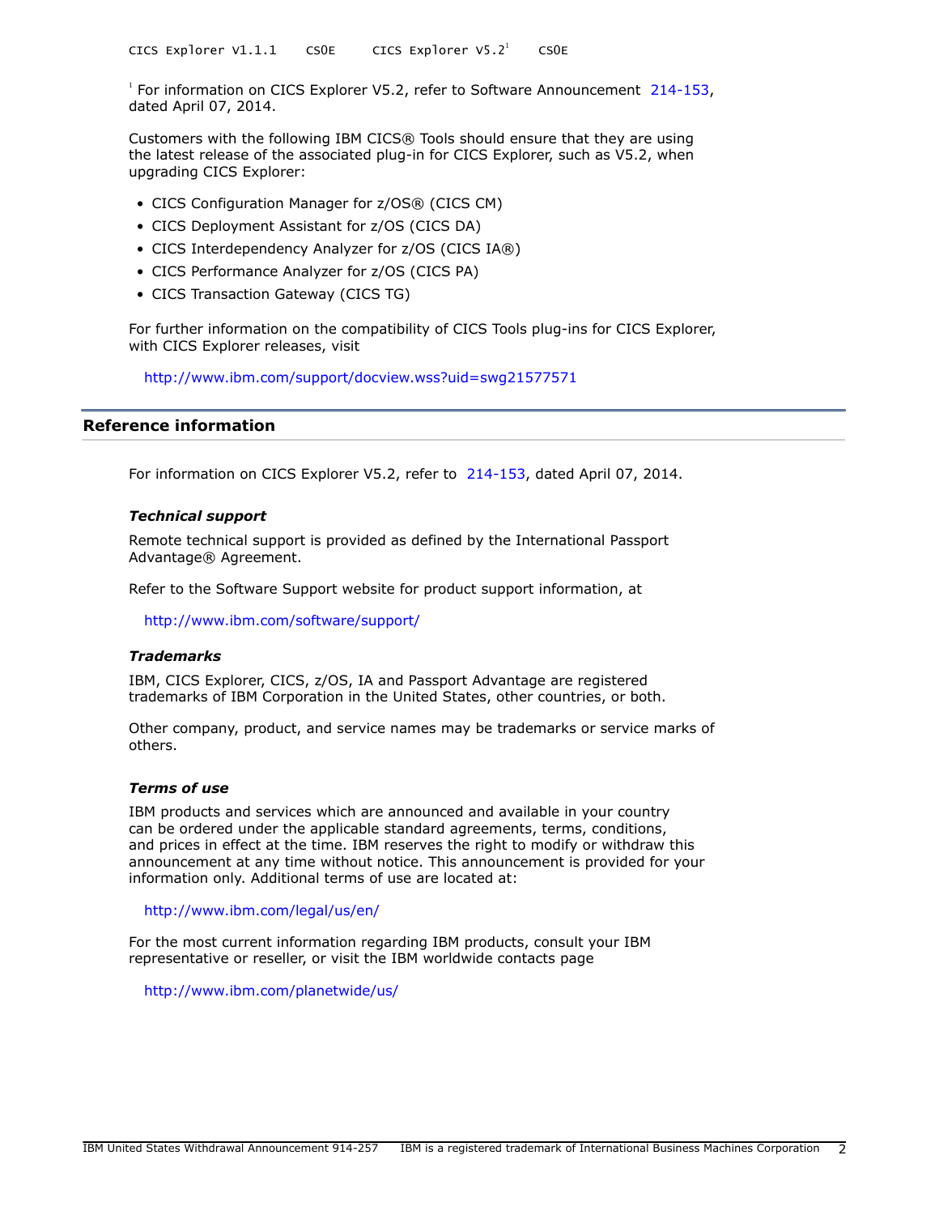| | | | |
|---|---|---|---|
| CICS Explorer V1.1.1 | CS0E | CICS Explorer V5.2[1] | CS0E |

[1] For information on CICS Explorer V5.2, refer to Software Announcement 214-153, dated April 07, 2014.

Customers with the following IBM CICS® Tools should ensure that they are using the latest release of the associated plug-in for CICS Explorer, such as V5.2, when upgrading CICS Explorer:

- CICS Configuration Manager for z/OS® (CICS CM)
- CICS Deployment Assistant for z/OS (CICS DA)
- CICS Interdependency Analyzer for z/OS (CICS IA®)
- CICS Performance Analyzer for z/OS (CICS PA)
- CICS Transaction Gateway (CICS TG)

For further information on the compatibility of CICS Tools plug-ins for CICS Explorer, with CICS Explorer releases, visit

http://www.ibm.com/support/docview.wss?uid=swg21577571

## Reference information

For information on CICS Explorer V5.2, refer to 214-153, dated April 07, 2014.

### *Technical support*

Remote technical support is provided as defined by the International Passport Advantage® Agreement.

Refer to the Software Support website for product support information, at

http://www.ibm.com/software/support/

### *Trademarks*

IBM, CICS Explorer, CICS, z/OS, IA and Passport Advantage are registered trademarks of IBM Corporation in the United States, other countries, or both.

Other company, product, and service names may be trademarks or service marks of others.

### *Terms of use*

IBM products and services which are announced and available in your country can be ordered under the applicable standard agreements, terms, conditions, and prices in effect at the time. IBM reserves the right to modify or withdraw this announcement at any time without notice. This announcement is provided for your information only. Additional terms of use are located at:

http://www.ibm.com/legal/us/en/

For the most current information regarding IBM products, consult your IBM representative or reseller, or visit the IBM worldwide contacts page

http://www.ibm.com/planetwide/us/